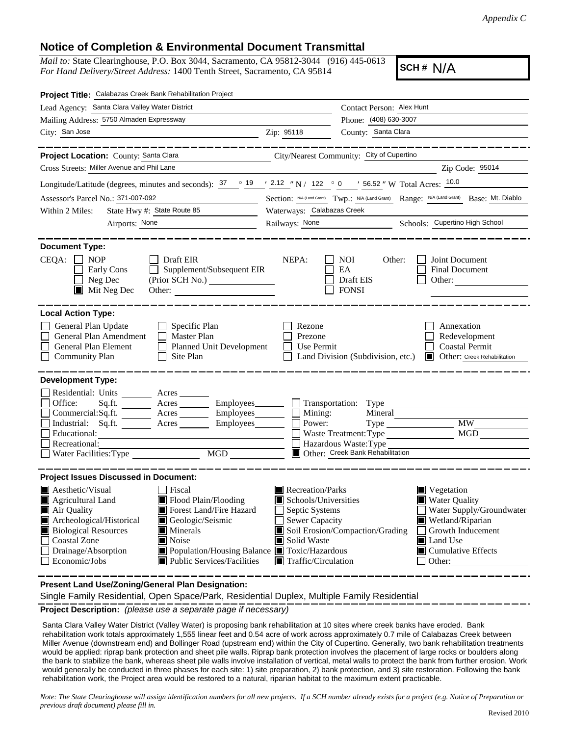*Appendix C*

# Notice of Completion & Environmental Document Transmittal

*Mail to:* State Clearinghouse, P.O. Box 3044, Sacramento, CA 95812-3044 (916) 445-0613
*For Hand Delivery/Street Address:* 1400 Tenth Street, Sacramento, CA 95814

**SCH #** N/A

**Project Title:** Calabazas Creek Bank Rehabilitation Project

Lead Agency: Santa Clara Valley Water District
Contact Person: Alex Hunt
Mailing Address: 5750 Almaden Expressway
Phone: (408) 630-3007
City: San Jose
Zip: 95118
County: Santa Clara

**Project Location:** County: Santa Clara
City/Nearest Community: City of Cupertino
Cross Streets: Miller Avenue and Phil Lane
Zip Code: 95014
Longitude/Latitude (degrees, minutes and seconds): 37 ° 19 ′ 2.12 ″ N / 122 ° 0 ′ 56.52 ″ W Total Acres: 10.0
Assessor's Parcel No.: 371-007-092
Section: N/A (Land Grant) Twp.: N/A (Land Grant) Range: N/A (Land Grant) Base: Mt. Diablo
Within 2 Miles: State Hwy #: State Route 85
Waterways: Calabazas Creek
Airports: None
Railways: None
Schools: Cupertino High School

**Document Type:**

CEQA: ☐ NOP ☐ Early Cons ☐ Neg Dec ■ Mit Neg Dec ☐ Draft EIR ☐ Supplement/Subsequent EIR (Prior SCH No.) ____ Other: ____

NEPA: ☐ NOI ☐ EA ☐ Draft EIS ☐ FONSI

Other: ☐ Joint Document ☐ Final Document ☐ Other: ____

**Local Action Type:**

☐ General Plan Update ☐ General Plan Amendment ☐ General Plan Element ☐ Community Plan ☐ Specific Plan ☐ Master Plan ☐ Planned Unit Development ☐ Site Plan ☐ Rezone ☐ Prezone ☐ Use Permit ☐ Land Division (Subdivision, etc.) ☐ Annexation ☐ Redevelopment ☐ Coastal Permit ■ Other: Creek Rehabilitation

**Development Type:**

☐ Residential: Units ____ Acres ____
☐ Office: Sq.ft. ____ Acres ____ Employees ____
☐ Commercial: Sq.ft. ____ Acres ____ Employees ____
☐ Industrial: Sq.ft. ____ Acres ____ Employees ____
☐ Educational: ____
☐ Recreational: ____
☐ Water Facilities: Type ____ MGD ____
☐ Transportation: Type ____
☐ Mining: Mineral ____
☐ Power: Type ____ MW ____
☐ Waste Treatment: Type ____ MGD ____
☐ Hazardous Waste: Type ____
■ Other: Creek Bank Rehabilitation

**Project Issues Discussed in Document:**

■ Aesthetic/Visual
■ Agricultural Land
■ Air Quality
■ Archeological/Historical
■ Biological Resources
☐ Coastal Zone
☐ Drainage/Absorption
☐ Economic/Jobs
☐ Fiscal
■ Flood Plain/Flooding
■ Forest Land/Fire Hazard
■ Geologic/Seismic
■ Minerals
■ Noise
■ Population/Housing Balance
■ Public Services/Facilities
■ Recreation/Parks
■ Schools/Universities
☐ Septic Systems
☐ Sewer Capacity
■ Soil Erosion/Compaction/Grading
■ Solid Waste
■ Toxic/Hazardous
■ Traffic/Circulation
■ Vegetation
■ Water Quality
☐ Water Supply/Groundwater
■ Wetland/Riparian
☐ Growth Inducement
■ Land Use
■ Cumulative Effects
☐ Other: ____

**Present Land Use/Zoning/General Plan Designation:**

Single Family Residential, Open Space/Park, Residential Duplex, Multiple Family Residential

**Project Description:** *(please use a separate page if necessary)*

Santa Clara Valley Water District (Valley Water) is proposing bank rehabilitation at 10 sites where creek banks have eroded. Bank rehabilitation work totals approximately 1,555 linear feet and 0.54 acre of work across approximately 0.7 mile of Calabazas Creek between Miller Avenue (downstream end) and Bollinger Road (upstream end) within the City of Cupertino. Generally, two bank rehabilitation treatments would be applied: riprap bank protection and sheet pile walls. Riprap bank protection involves the placement of large rocks or boulders along the bank to stabilize the bank, whereas sheet pile walls involve installation of vertical, metal walls to protect the bank from further erosion. Work would generally be conducted in three phases for each site: 1) site preparation, 2) bank protection, and 3) site restoration. Following the bank rehabilitation work, the Project area would be restored to a natural, riparian habitat to the maximum extent practicable.

*Note: The State Clearinghouse will assign identification numbers for all new projects. If a SCH number already exists for a project (e.g. Notice of Preparation or previous draft document) please fill in.*

Revised 2010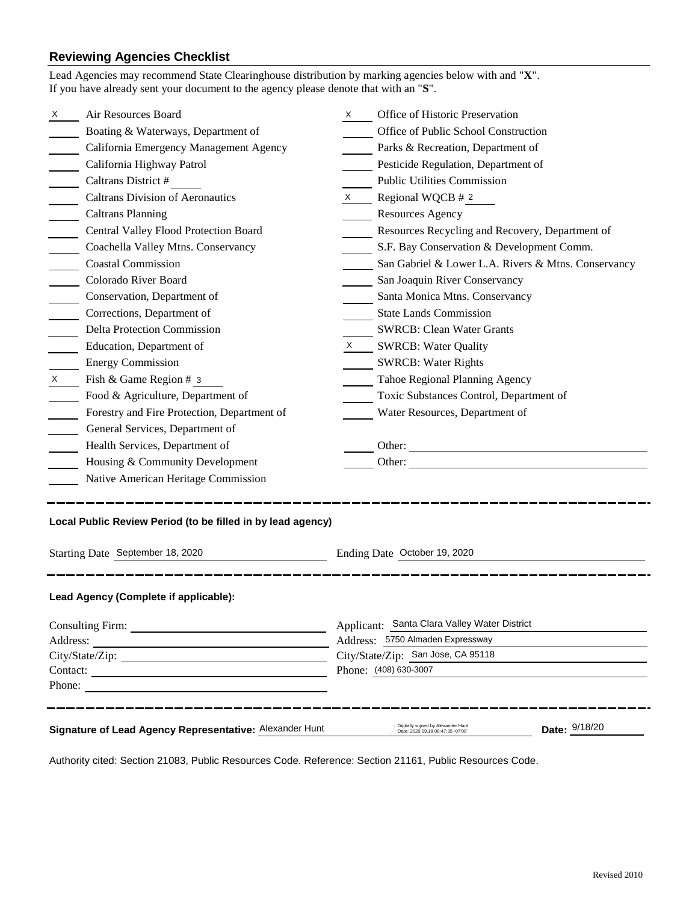## Reviewing Agencies Checklist

Lead Agencies may recommend State Clearinghouse distribution by marking agencies below with and "**X**". If you have already sent your document to the agency please denote that with an "**S**".

| | | | |
|---|---|---|---|
| X | Air Resources Board | X | Office of Historic Preservation |
| | Boating & Waterways, Department of | | Office of Public School Construction |
| | California Emergency Management Agency | | Parks & Recreation, Department of |
| | California Highway Patrol | | Pesticide Regulation, Department of |
| | Caltrans District # | | Public Utilities Commission |
| | Caltrans Division of Aeronautics | X | Regional WQCB # 2 |
| | Caltrans Planning | | Resources Agency |
| | Central Valley Flood Protection Board | | Resources Recycling and Recovery, Department of |
| | Coachella Valley Mtns. Conservancy | | S.F. Bay Conservation & Development Comm. |
| | Coastal Commission | | San Gabriel & Lower L.A. Rivers & Mtns. Conservancy |
| | Colorado River Board | | San Joaquin River Conservancy |
| | Conservation, Department of | | Santa Monica Mtns. Conservancy |
| | Corrections, Department of | | State Lands Commission |
| | Delta Protection Commission | | SWRCB: Clean Water Grants |
| | Education, Department of | X | SWRCB: Water Quality |
| | Energy Commission | | SWRCB: Water Rights |
| X | Fish & Game Region # 3 | | Tahoe Regional Planning Agency |
| | Food & Agriculture, Department of | | Toxic Substances Control, Department of |
| | Forestry and Fire Protection, Department of | | Water Resources, Department of |
| | General Services, Department of | | |
| | Health Services, Department of | | Other: |
| | Housing & Community Development | | Other: |
| | Native American Heritage Commission | | |

---

**Local Public Review Period (to be filled in by lead agency)**

Starting Date September 18, 2020

Ending Date October 19, 2020

---

**Lead Agency (Complete if applicable):**

Consulting Firm:
Address:
City/State/Zip:
Contact:
Phone:

Applicant: Santa Clara Valley Water District
Address: 5750 Almaden Expressway
City/State/Zip: San Jose, CA 95118
Phone: (408) 630-3007

---

**Signature of Lead Agency Representative:** Alexander Hunt   Digitally signed by Alexander Hunt Date: 2020.09.18 08:47:35 -07'00'   **Date:** 9/18/20

Authority cited: Section 21083, Public Resources Code. Reference: Section 21161, Public Resources Code.

Revised 2010